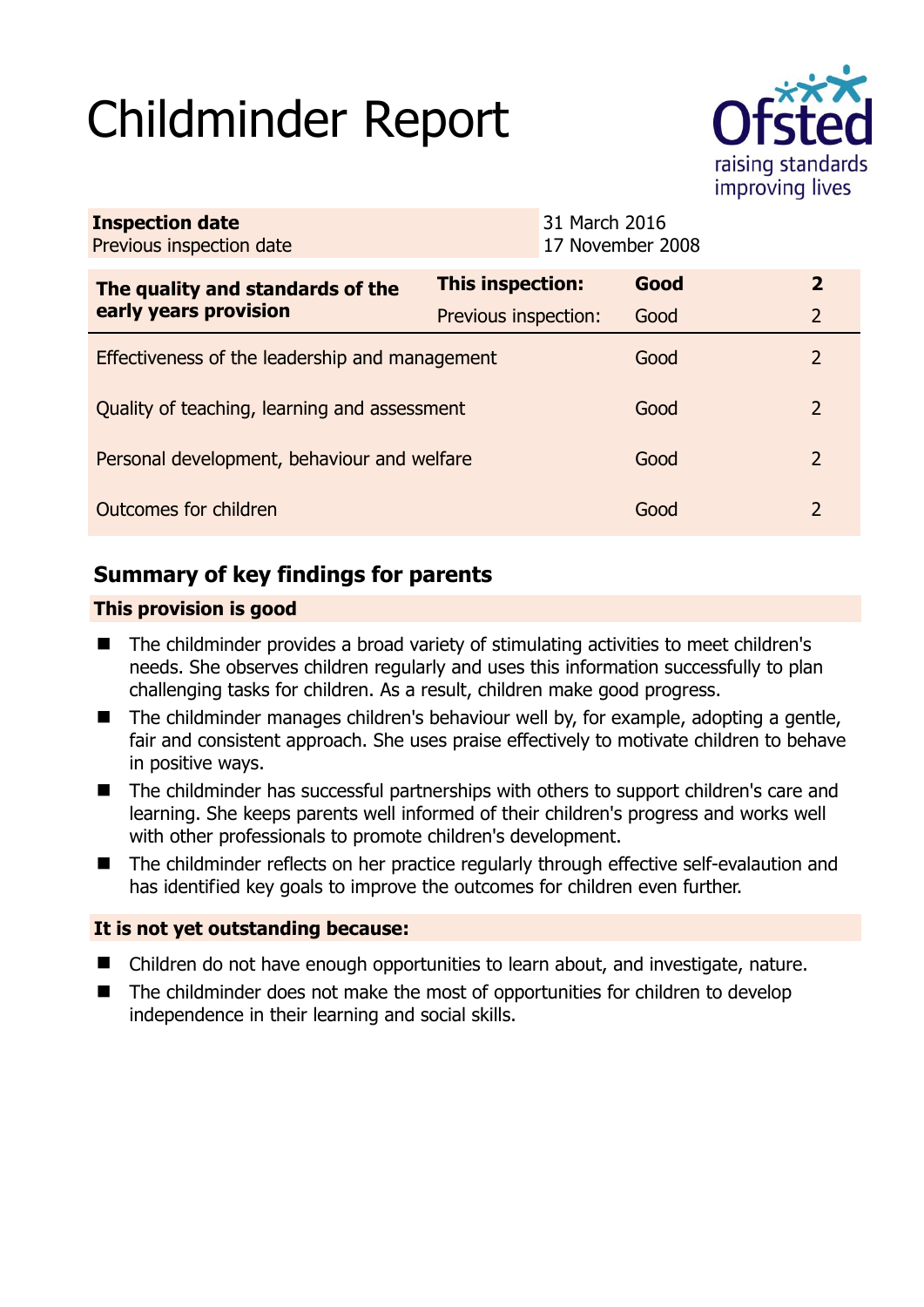# Childminder Report

| Inspection date | 31 March 2016 |
|---|---|
| Previous inspection date | 17 November 2008 |

| The quality and standards of the early years provision | This inspection: | Good | 2 |
|---|---|---|---|
| | Previous inspection: | Good | 2 |
| Effectiveness of the leadership and management | | Good | 2 |
| Quality of teaching, learning and assessment | | Good | 2 |
| Personal development, behaviour and welfare | | Good | 2 |
| Outcomes for children | | Good | 2 |

## Summary of key findings for parents

### This provision is good

- The childminder provides a broad variety of stimulating activities to meet children's needs. She observes children regularly and uses this information successfully to plan challenging tasks for children. As a result, children make good progress.
- The childminder manages children's behaviour well by, for example, adopting a gentle, fair and consistent approach. She uses praise effectively to motivate children to behave in positive ways.
- The childminder has successful partnerships with others to support children's care and learning. She keeps parents well informed of their children's progress and works well with other professionals to promote children's development.
- The childminder reflects on her practice regularly through effective self-evalaution and has identified key goals to improve the outcomes for children even further.

### It is not yet outstanding because:

- Children do not have enough opportunities to learn about, and investigate, nature.
- The childminder does not make the most of opportunities for children to develop independence in their learning and social skills.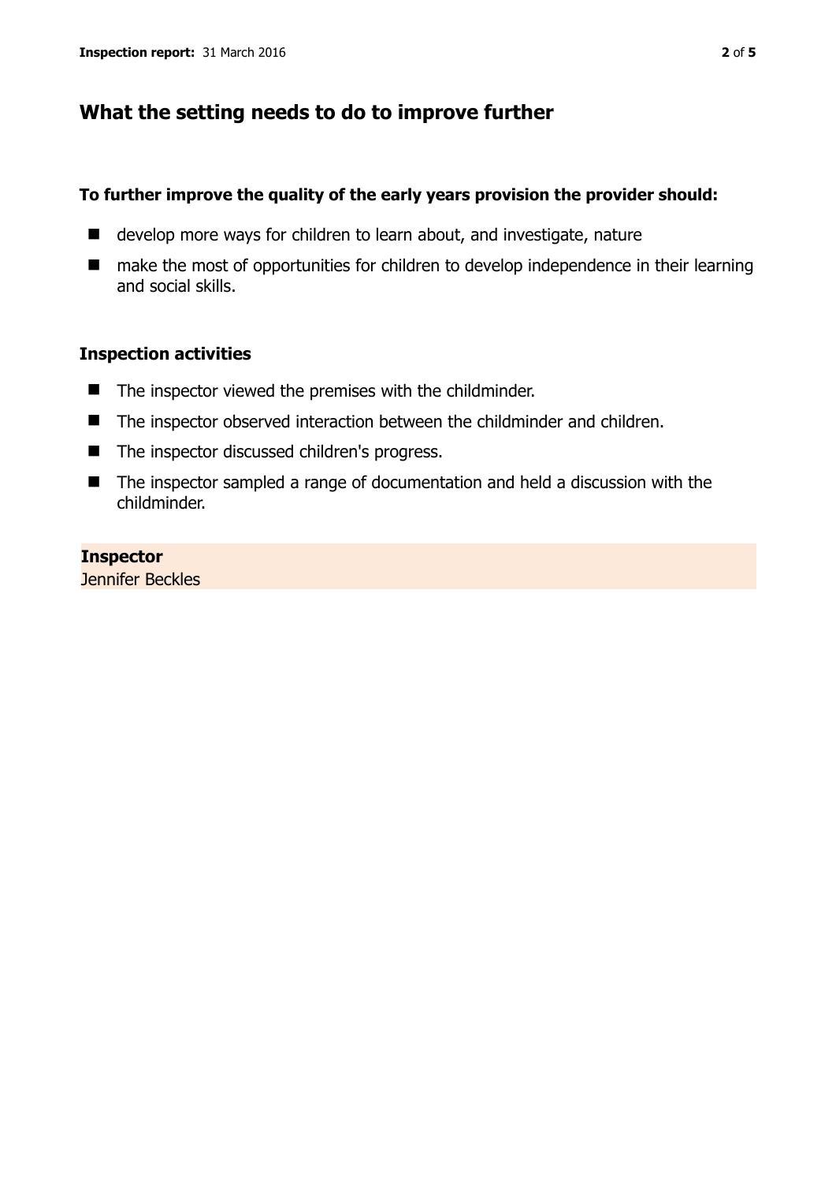## What the setting needs to do to improve further

**To further improve the quality of the early years provision the provider should:**

- develop more ways for children to learn about, and investigate, nature
- make the most of opportunities for children to develop independence in their learning and social skills.

### Inspection activities

- The inspector viewed the premises with the childminder.
- The inspector observed interaction between the childminder and children.
- The inspector discussed children's progress.
- The inspector sampled a range of documentation and held a discussion with the childminder.

**Inspector**
Jennifer Beckles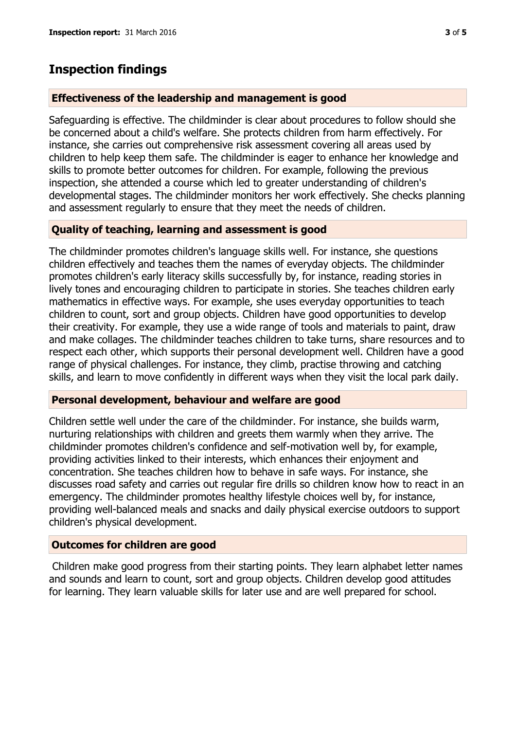# Inspection findings

## Effectiveness of the leadership and management is good

Safeguarding is effective. The childminder is clear about procedures to follow should she be concerned about a child's welfare. She protects children from harm effectively. For instance, she carries out comprehensive risk assessment covering all areas used by children to help keep them safe. The childminder is eager to enhance her knowledge and skills to promote better outcomes for children. For example, following the previous inspection, she attended a course which led to greater understanding of children's developmental stages. The childminder monitors her work effectively. She checks planning and assessment regularly to ensure that they meet the needs of children.

## Quality of teaching, learning and assessment is good

The childminder promotes children's language skills well. For instance, she questions children effectively and teaches them the names of everyday objects. The childminder promotes children's early literacy skills successfully by, for instance, reading stories in lively tones and encouraging children to participate in stories. She teaches children early mathematics in effective ways. For example, she uses everyday opportunities to teach children to count, sort and group objects. Children have good opportunities to develop their creativity. For example, they use a wide range of tools and materials to paint, draw and make collages. The childminder teaches children to take turns, share resources and to respect each other, which supports their personal development well. Children have a good range of physical challenges. For instance, they climb, practise throwing and catching skills, and learn to move confidently in different ways when they visit the local park daily.

## Personal development, behaviour and welfare are good

Children settle well under the care of the childminder. For instance, she builds warm, nurturing relationships with children and greets them warmly when they arrive. The childminder promotes children's confidence and self-motivation well by, for example, providing activities linked to their interests, which enhances their enjoyment and concentration. She teaches children how to behave in safe ways. For instance, she discusses road safety and carries out regular fire drills so children know how to react in an emergency. The childminder promotes healthy lifestyle choices well by, for instance, providing well-balanced meals and snacks and daily physical exercise outdoors to support children's physical development.

## Outcomes for children are good

Children make good progress from their starting points. They learn alphabet letter names and sounds and learn to count, sort and group objects. Children develop good attitudes for learning. They learn valuable skills for later use and are well prepared for school.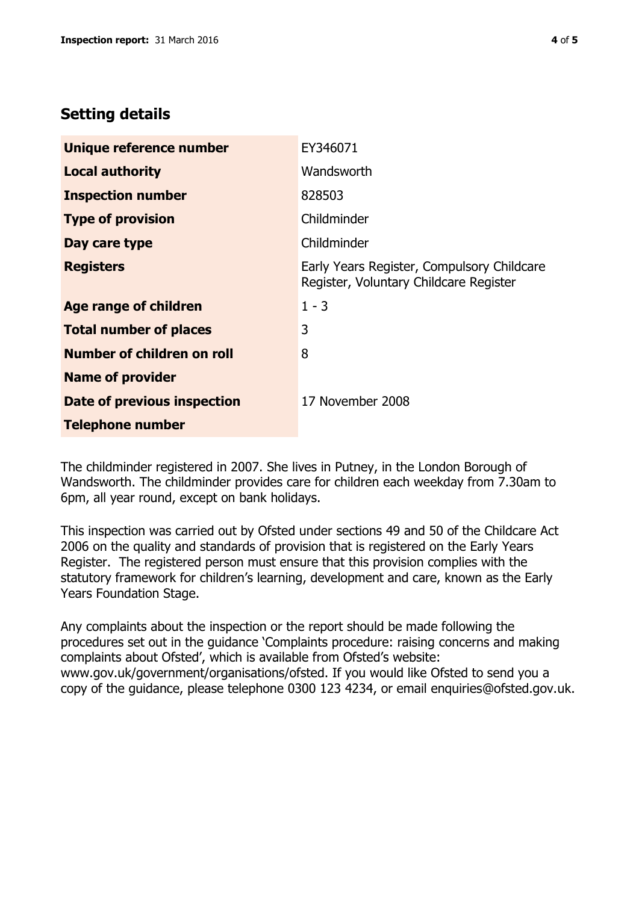## Setting details

| | |
|---|---|
| **Unique reference number** | EY346071 |
| **Local authority** | Wandsworth |
| **Inspection number** | 828503 |
| **Type of provision** | Childminder |
| **Day care type** | Childminder |
| **Registers** | Early Years Register, Compulsory Childcare Register, Voluntary Childcare Register |
| **Age range of children** | 1 - 3 |
| **Total number of places** | 3 |
| **Number of children on roll** | 8 |
| **Name of provider** | |
| **Date of previous inspection** | 17 November 2008 |
| **Telephone number** | |

The childminder registered in 2007. She lives in Putney, in the London Borough of Wandsworth. The childminder provides care for children each weekday from 7.30am to 6pm, all year round, except on bank holidays.

This inspection was carried out by Ofsted under sections 49 and 50 of the Childcare Act 2006 on the quality and standards of provision that is registered on the Early Years Register. The registered person must ensure that this provision complies with the statutory framework for children's learning, development and care, known as the Early Years Foundation Stage.

Any complaints about the inspection or the report should be made following the procedures set out in the guidance 'Complaints procedure: raising concerns and making complaints about Ofsted', which is available from Ofsted's website: www.gov.uk/government/organisations/ofsted. If you would like Ofsted to send you a copy of the guidance, please telephone 0300 123 4234, or email enquiries@ofsted.gov.uk.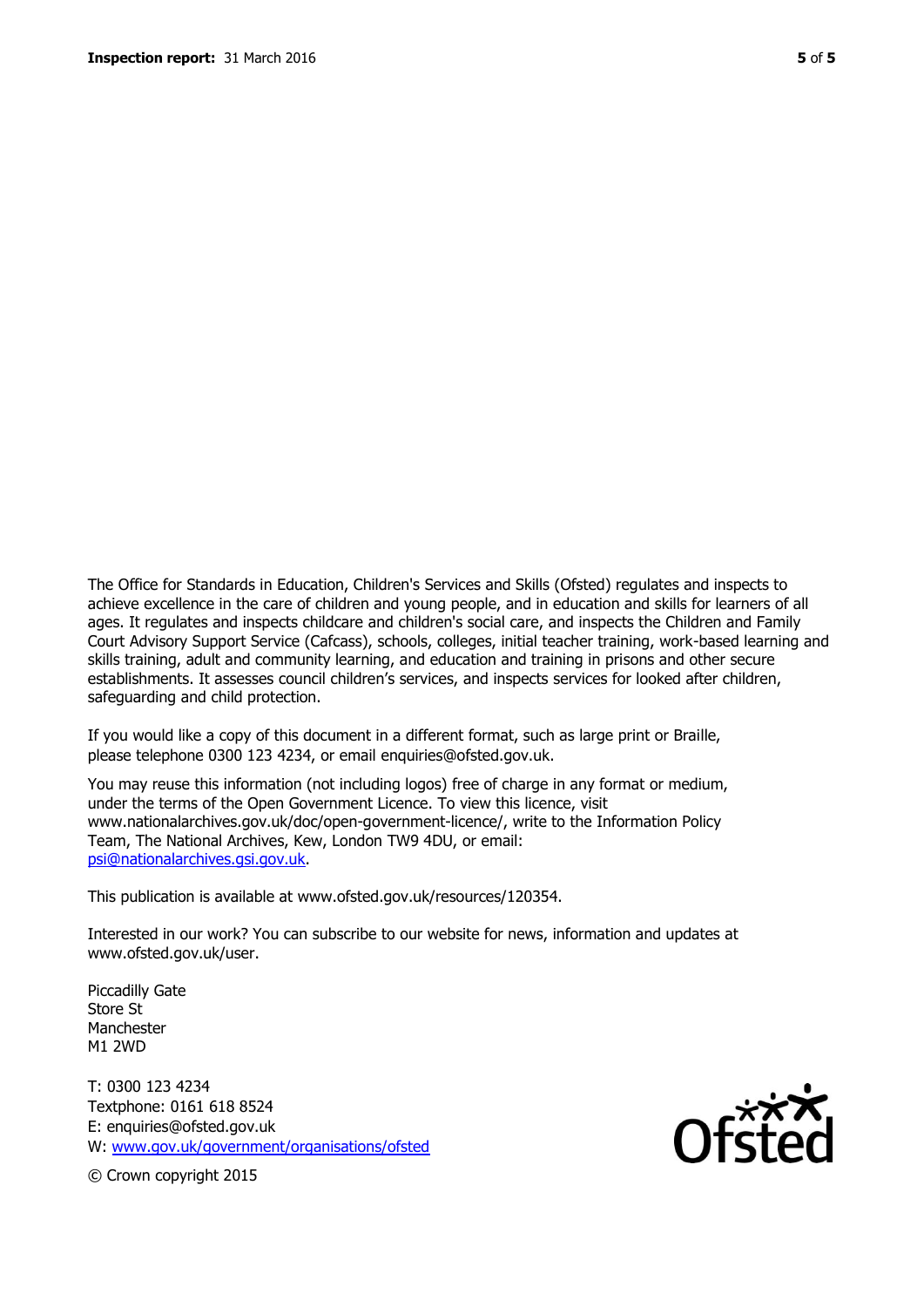The Office for Standards in Education, Children's Services and Skills (Ofsted) regulates and inspects to achieve excellence in the care of children and young people, and in education and skills for learners of all ages. It regulates and inspects childcare and children's social care, and inspects the Children and Family Court Advisory Support Service (Cafcass), schools, colleges, initial teacher training, work-based learning and skills training, adult and community learning, and education and training in prisons and other secure establishments. It assesses council children's services, and inspects services for looked after children, safeguarding and child protection.

If you would like a copy of this document in a different format, such as large print or Braille, please telephone 0300 123 4234, or email enquiries@ofsted.gov.uk.

You may reuse this information (not including logos) free of charge in any format or medium, under the terms of the Open Government Licence. To view this licence, visit www.nationalarchives.gov.uk/doc/open-government-licence/, write to the Information Policy Team, The National Archives, Kew, London TW9 4DU, or email: psi@nationalarchives.gsi.gov.uk.

This publication is available at www.ofsted.gov.uk/resources/120354.

Interested in our work? You can subscribe to our website for news, information and updates at www.ofsted.gov.uk/user.

Piccadilly Gate
Store St
Manchester
M1 2WD

T: 0300 123 4234
Textphone: 0161 618 8524
E: enquiries@ofsted.gov.uk
W: www.gov.uk/government/organisations/ofsted

© Crown copyright 2015

Ofsted